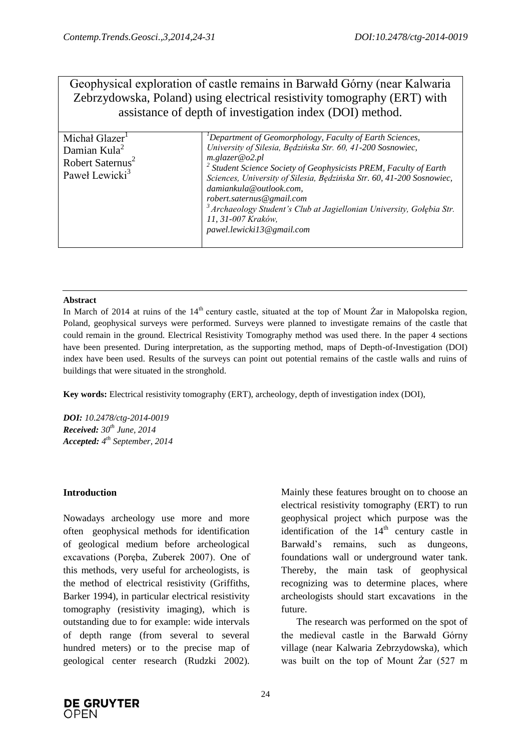# Geophysical exploration of castle remains in Barwałd Górny (near Kalwaria Zebrzydowska, Poland) using electrical resistivity tomography (ERT) with assistance of depth of investigation index (DOI) method.

| | |
|---|---|
| Michał Glazer[1]<br>Damian Kula[2]<br>Robert Saternus[2]<br>Paweł Lewicki[3] | [1]*Department of Geomorphology, Faculty of Earth Sciences, University of Silesia, Będzińska Str. 60, 41-200 Sosnowiec, m.glazer@o2.pl*<br>[2] *Student Science Society of Geophysicists PREM, Faculty of Earth Sciences, University of Silesia, Będzińska Str. 60, 41-200 Sosnowiec, damiankula@outlook.com, robert.saternus@gmail.com*<br>[3] *Archaeology Student's Club at Jagiellonian University, Gołębia Str. 11, 31-007 Kraków, pawel.lewicki13@gmail.com* |

**Abstract**

In March of 2014 at ruins of the 14th century castle, situated at the top of Mount Żar in Małopolska region, Poland, geophysical surveys were performed. Surveys were planned to investigate remains of the castle that could remain in the ground. Electrical Resistivity Tomography method was used there. In the paper 4 sections have been presented. During interpretation, as the supporting method, maps of Depth-of-Investigation (DOI) index have been used. Results of the surveys can point out potential remains of the castle walls and ruins of buildings that were situated in the stronghold.

**Key words:** Electrical resistivity tomography (ERT), archeology, depth of investigation index (DOI),

***DOI:*** *10.2478/ctg-2014-0019*
***Received:*** *30th June, 2014*
***Accepted:*** *4th September, 2014*

## Introduction

Nowadays archeology use more and more often geophysical methods for identification of geological medium before archeological excavations (Poręba, Zuberek 2007). One of this methods, very useful for archeologists, is the method of electrical resistivity (Griffiths, Barker 1994), in particular electrical resistivity tomography (resistivity imaging), which is outstanding due to for example: wide intervals of depth range (from several to several hundred meters) or to the precise map of geological center research (Rudzki 2002). Mainly these features brought on to choose an electrical resistivity tomography (ERT) to run geophysical project which purpose was the identification of the 14th century castle in Barwałd's remains, such as dungeons, foundations wall or underground water tank. Thereby, the main task of geophysical recognizing was to determine places, where archeologists should start excavations in the future.

The research was performed on the spot of the medieval castle in the Barwałd Górny village (near Kalwaria Zebrzydowska), which was built on the top of Mount Żar (527 m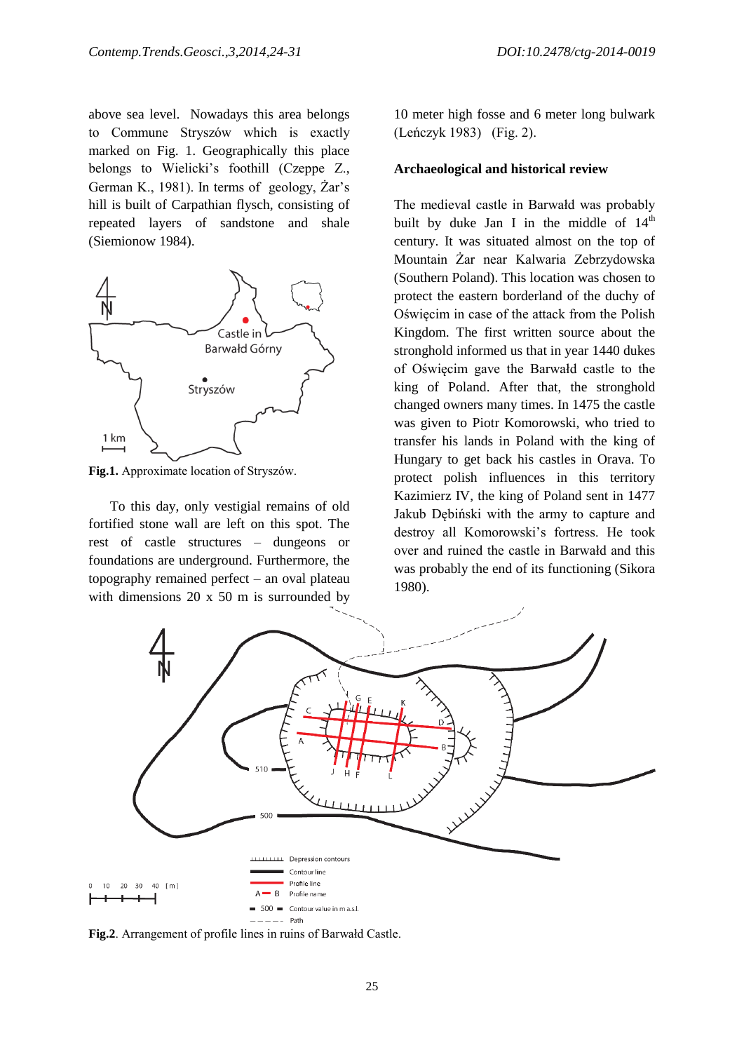above sea level. Nowadays this area belongs to Commune Stryszów which is exactly marked on Fig. 1. Geographically this place belongs to Wielicki's foothill (Czeppe Z., German K., 1981). In terms of geology, Żar's hill is built of Carpathian flysch, consisting of repeated layers of sandstone and shale (Siemionow 1984).

**Fig.1.** Approximate location of Stryszów.

To this day, only vestigial remains of old fortified stone wall are left on this spot. The rest of castle structures – dungeons or foundations are underground. Furthermore, the topography remained perfect – an oval plateau with dimensions 20 x 50 m is surrounded by 10 meter high fosse and 6 meter long bulwark (Leńczyk 1983) (Fig. 2).

### Archaeological and historical review

The medieval castle in Barwałd was probably built by duke Jan I in the middle of 14th century. It was situated almost on the top of Mountain Żar near Kalwaria Zebrzydowska (Southern Poland). This location was chosen to protect the eastern borderland of the duchy of Oświęcim in case of the attack from the Polish Kingdom. The first written source about the stronghold informed us that in year 1440 dukes of Oświęcim gave the Barwałd castle to the king of Poland. After that, the stronghold changed owners many times. In 1475 the castle was given to Piotr Komorowski, who tried to transfer his lands in Poland with the king of Hungary to get back his castles in Orava. To protect polish influences in this territory Kazimierz IV, the king of Poland sent in 1477 Jakub Dębiński with the army to capture and destroy all Komorowski's fortress. He took over and ruined the castle in Barwałd and this was probably the end of its functioning (Sikora 1980).

**Fig.2**. Arrangement of profile lines in ruins of Barwałd Castle.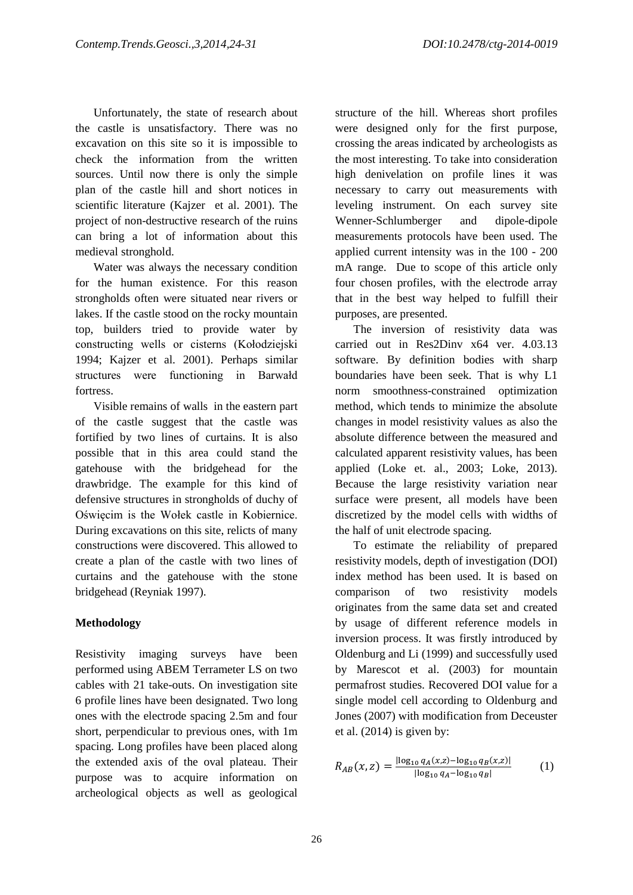Unfortunately, the state of research about the castle is unsatisfactory. There was no excavation on this site so it is impossible to check the information from the written sources. Until now there is only the simple plan of the castle hill and short notices in scientific literature (Kajzer et al. 2001). The project of non-destructive research of the ruins can bring a lot of information about this medieval stronghold.

Water was always the necessary condition for the human existence. For this reason strongholds often were situated near rivers or lakes. If the castle stood on the rocky mountain top, builders tried to provide water by constructing wells or cisterns (Kołodziejski 1994; Kajzer et al. 2001). Perhaps similar structures were functioning in Barwałd fortress.

Visible remains of walls in the eastern part of the castle suggest that the castle was fortified by two lines of curtains. It is also possible that in this area could stand the gatehouse with the bridgehead for the drawbridge. The example for this kind of defensive structures in strongholds of duchy of Oświęcim is the Wołek castle in Kobiernice. During excavations on this site, relicts of many constructions were discovered. This allowed to create a plan of the castle with two lines of curtains and the gatehouse with the stone bridgehead (Reyniak 1997).

## Methodology

Resistivity imaging surveys have been performed using ABEM Terrameter LS on two cables with 21 take-outs. On investigation site 6 profile lines have been designated. Two long ones with the electrode spacing 2.5m and four short, perpendicular to previous ones, with 1m spacing. Long profiles have been placed along the extended axis of the oval plateau. Their purpose was to acquire information on archeological objects as well as geological structure of the hill. Whereas short profiles were designed only for the first purpose, crossing the areas indicated by archeologists as the most interesting. To take into consideration high denivelation on profile lines it was necessary to carry out measurements with leveling instrument. On each survey site Wenner-Schlumberger and dipole-dipole measurements protocols have been used. The applied current intensity was in the 100 - 200 mA range. Due to scope of this article only four chosen profiles, with the electrode array that in the best way helped to fulfill their purposes, are presented.

The inversion of resistivity data was carried out in Res2Dinv x64 ver. 4.03.13 software. By definition bodies with sharp boundaries have been seek. That is why L1 norm smoothness-constrained optimization method, which tends to minimize the absolute changes in model resistivity values as also the absolute difference between the measured and calculated apparent resistivity values, has been applied (Loke et. al., 2003; Loke, 2013). Because the large resistivity variation near surface were present, all models have been discretized by the model cells with widths of the half of unit electrode spacing.

To estimate the reliability of prepared resistivity models, depth of investigation (DOI) index method has been used. It is based on comparison of two resistivity models originates from the same data set and created by usage of different reference models in inversion process. It was firstly introduced by Oldenburg and Li (1999) and successfully used by Marescot et al. (2003) for mountain permafrost studies. Recovered DOI value for a single model cell according to Oldenburg and Jones (2007) with modification from Deceuster et al. (2014) is given by:

$$R_{AB}(x,z) = \frac{|\log_{10} q_A(x,z) - \log_{10} q_B(x,z)|}{|\log_{10} q_A - \log_{10} q_B|} \qquad (1)$$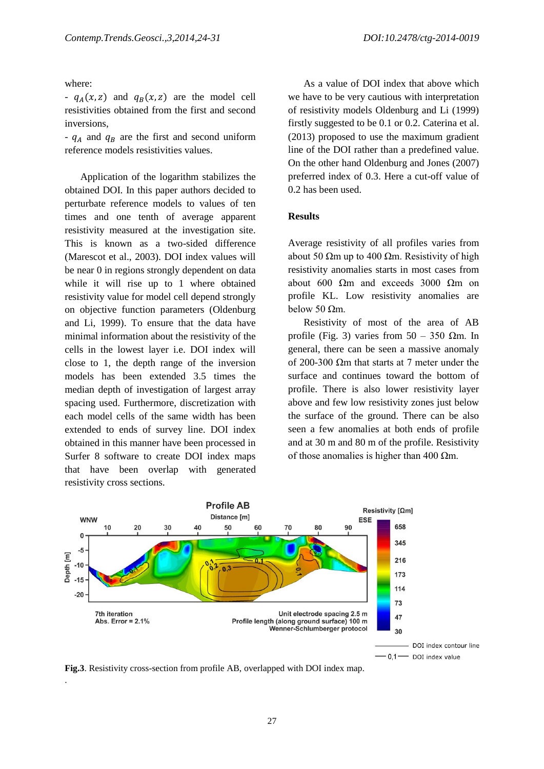where:

- $q_A(x,z)$ and $q_B(x,z)$ are the model cell resistivities obtained from the first and second inversions,
- $q_A$ and $q_B$ are the first and second uniform reference models resistivities values.

Application of the logarithm stabilizes the obtained DOI. In this paper authors decided to perturbate reference models to values of ten times and one tenth of average apparent resistivity measured at the investigation site. This is known as a two-sided difference (Marescot et al., 2003). DOI index values will be near 0 in regions strongly dependent on data while it will rise up to 1 where obtained resistivity value for model cell depend strongly on objective function parameters (Oldenburg and Li, 1999). To ensure that the data have minimal information about the resistivity of the cells in the lowest layer i.e. DOI index will close to 1, the depth range of the inversion models has been extended 3.5 times the median depth of investigation of largest array spacing used. Furthermore, discretization with each model cells of the same width has been extended to ends of survey line. DOI index obtained in this manner have been processed in Surfer 8 software to create DOI index maps that have been overlap with generated resistivity cross sections.

As a value of DOI index that above which we have to be very cautious with interpretation of resistivity models Oldenburg and Li (1999) firstly suggested to be 0.1 or 0.2. Caterina et al. (2013) proposed to use the maximum gradient line of the DOI rather than a predefined value. On the other hand Oldenburg and Jones (2007) preferred index of 0.3. Here a cut-off value of 0.2 has been used.

## Results

Average resistivity of all profiles varies from about 50 Ωm up to 400 Ωm. Resistivity of high resistivity anomalies starts in most cases from about 600 Ωm and exceeds 3000 Ωm on profile KL. Low resistivity anomalies are below 50 Ωm.

Resistivity of most of the area of AB profile (Fig. 3) varies from 50 – 350 Ωm. In general, there can be seen a massive anomaly of 200-300 Ωm that starts at 7 meter under the surface and continues toward the bottom of profile. There is also lower resistivity layer above and few low resistivity zones just below the surface of the ground. There can be also seen a few anomalies at both ends of profile and at 30 m and 80 m of the profile. Resistivity of those anomalies is higher than 400 Ωm.

**Fig.3**. Resistivity cross-section from profile AB, overlapped with DOI index map.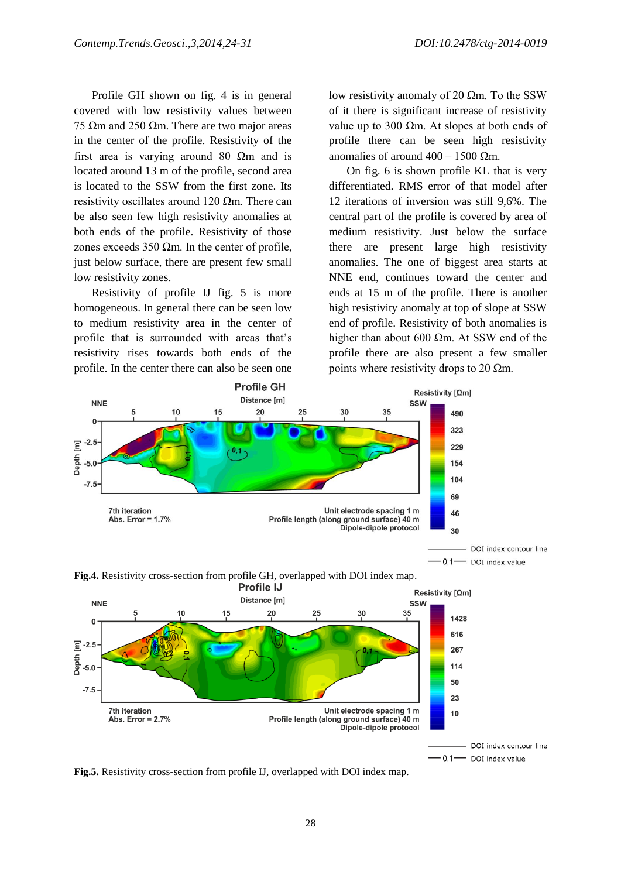Profile GH shown on fig. 4 is in general covered with low resistivity values between 75 Ωm and 250 Ωm. There are two major areas in the center of the profile. Resistivity of the first area is varying around 80 Ωm and is located around 13 m of the profile, second area is located to the SSW from the first zone. Its resistivity oscillates around 120 Ωm. There can be also seen few high resistivity anomalies at both ends of the profile. Resistivity of those zones exceeds 350 Ωm. In the center of profile, just below surface, there are present few small low resistivity zones.

Resistivity of profile IJ fig. 5 is more homogeneous. In general there can be seen low to medium resistivity area in the center of profile that is surrounded with areas that's resistivity rises towards both ends of the profile. In the center there can also be seen one low resistivity anomaly of 20 Ωm. To the SSW of it there is significant increase of resistivity value up to 300 Ωm. At slopes at both ends of profile there can be seen high resistivity anomalies of around 400 – 1500 Ωm.

On fig. 6 is shown profile KL that is very differentiated. RMS error of that model after 12 iterations of inversion was still 9,6%. The central part of the profile is covered by area of medium resistivity. Just below the surface there are present large high resistivity anomalies. The one of biggest area starts at NNE end, continues toward the center and ends at 15 m of the profile. There is another high resistivity anomaly at top of slope at SSW end of profile. Resistivity of both anomalies is higher than about 600 Ωm. At SSW end of the profile there are also present a few smaller points where resistivity drops to 20 Ωm.

**Fig.4.** Resistivity cross-section from profile GH, overlapped with DOI index map.

**Fig.5.** Resistivity cross-section from profile IJ, overlapped with DOI index map.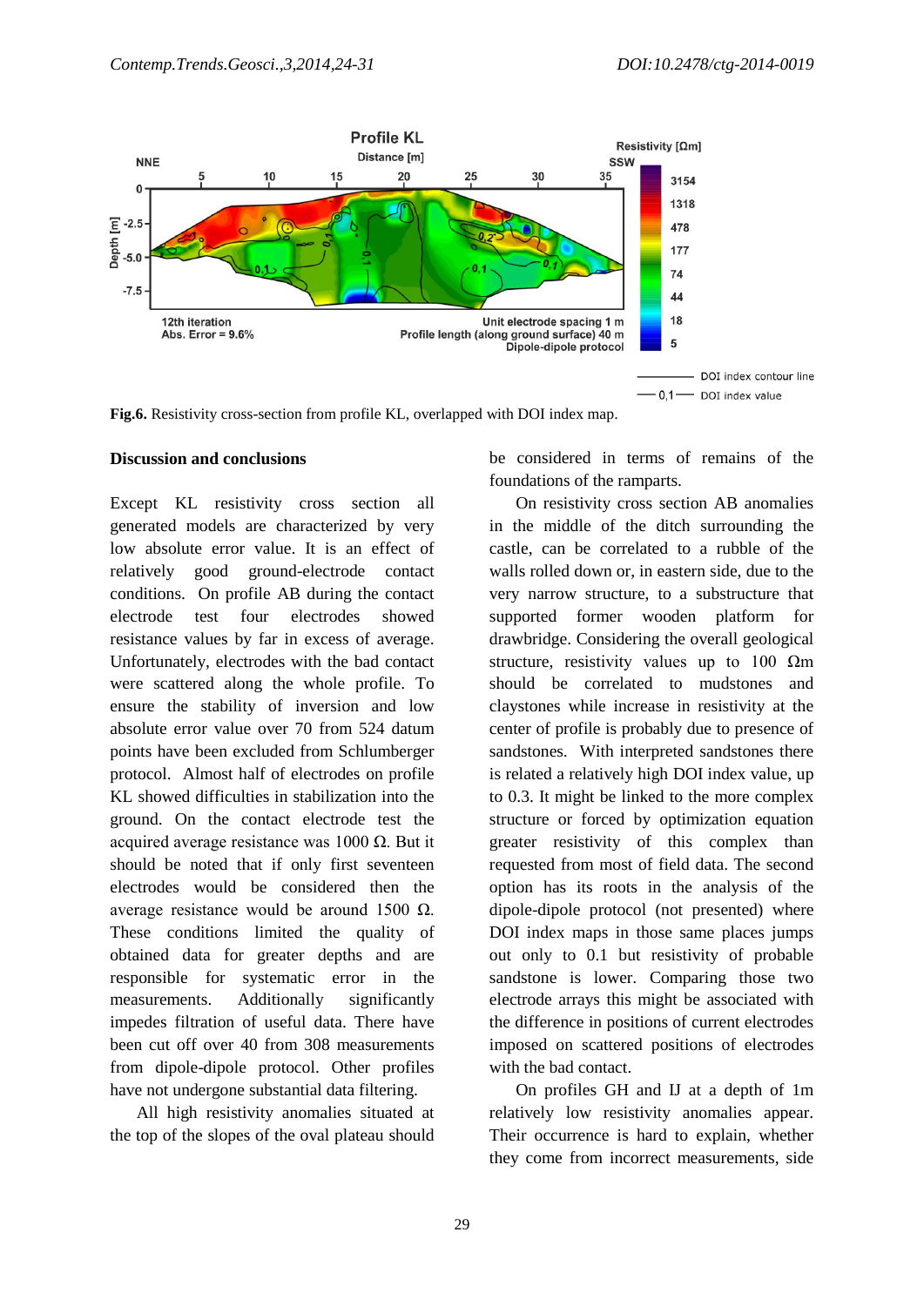Fig.6. Resistivity cross-section from profile KL, overlapped with DOI index map.

## Discussion and conclusions

Except KL resistivity cross section all generated models are characterized by very low absolute error value. It is an effect of relatively good ground-electrode contact conditions. On profile AB during the contact electrode test four electrodes showed resistance values by far in excess of average. Unfortunately, electrodes with the bad contact were scattered along the whole profile. To ensure the stability of inversion and low absolute error value over 70 from 524 datum points have been excluded from Schlumberger protocol. Almost half of electrodes on profile KL showed difficulties in stabilization into the ground. On the contact electrode test the acquired average resistance was 1000 Ω. But it should be noted that if only first seventeen electrodes would be considered then the average resistance would be around 1500 Ω. These conditions limited the quality of obtained data for greater depths and are responsible for systematic error in the measurements. Additionally significantly impedes filtration of useful data. There have been cut off over 40 from 308 measurements from dipole-dipole protocol. Other profiles have not undergone substantial data filtering.

All high resistivity anomalies situated at the top of the slopes of the oval plateau should be considered in terms of remains of the foundations of the ramparts.

On resistivity cross section AB anomalies in the middle of the ditch surrounding the castle, can be correlated to a rubble of the walls rolled down or, in eastern side, due to the very narrow structure, to a substructure that supported former wooden platform for drawbridge. Considering the overall geological structure, resistivity values up to 100 Ωm should be correlated to mudstones and claystones while increase in resistivity at the center of profile is probably due to presence of sandstones. With interpreted sandstones there is related a relatively high DOI index value, up to 0.3. It might be linked to the more complex structure or forced by optimization equation greater resistivity of this complex than requested from most of field data. The second option has its roots in the analysis of the dipole-dipole protocol (not presented) where DOI index maps in those same places jumps out only to 0.1 but resistivity of probable sandstone is lower. Comparing those two electrode arrays this might be associated with the difference in positions of current electrodes imposed on scattered positions of electrodes with the bad contact.

On profiles GH and IJ at a depth of 1m relatively low resistivity anomalies appear. Their occurrence is hard to explain, whether they come from incorrect measurements, side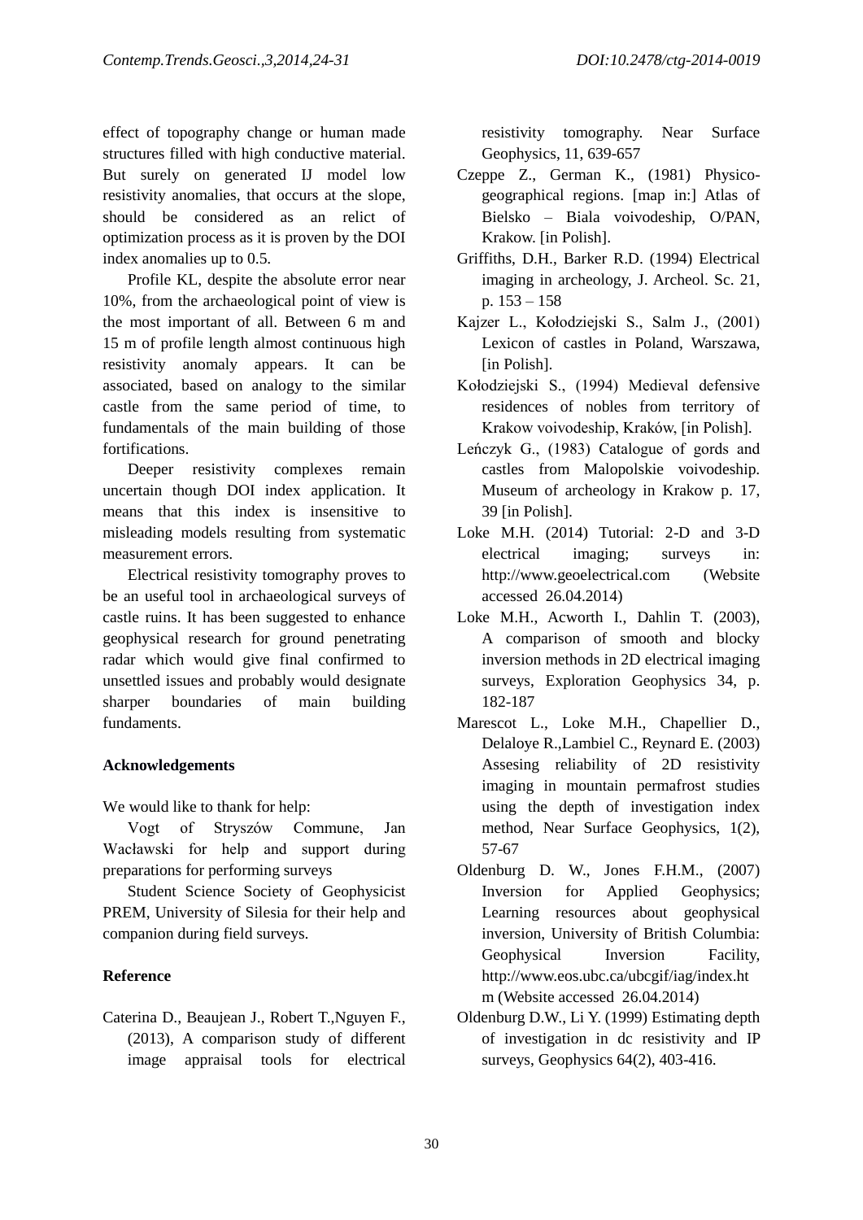effect of topography change or human made structures filled with high conductive material. But surely on generated IJ model low resistivity anomalies, that occurs at the slope, should be considered as an relict of optimization process as it is proven by the DOI index anomalies up to 0.5.

Profile KL, despite the absolute error near 10%, from the archaeological point of view is the most important of all. Between 6 m and 15 m of profile length almost continuous high resistivity anomaly appears. It can be associated, based on analogy to the similar castle from the same period of time, to fundamentals of the main building of those fortifications.

Deeper resistivity complexes remain uncertain though DOI index application. It means that this index is insensitive to misleading models resulting from systematic measurement errors.

Electrical resistivity tomography proves to be an useful tool in archaeological surveys of castle ruins. It has been suggested to enhance geophysical research for ground penetrating radar which would give final confirmed to unsettled issues and probably would designate sharper boundaries of main building fundaments.

## Acknowledgements

We would like to thank for help:

Vogt of Stryszów Commune, Jan Wacławski for help and support during preparations for performing surveys

Student Science Society of Geophysicist PREM, University of Silesia for their help and companion during field surveys.

## Reference

Caterina D., Beaujean J., Robert T.,Nguyen F., (2013), A comparison study of different image appraisal tools for electrical resistivity tomography. Near Surface Geophysics, 11, 639-657

Czeppe Z., German K., (1981) Physico-geographical regions. [map in:] Atlas of Bielsko – Biala voivodeship, O/PAN, Krakow. [in Polish].

Griffiths, D.H., Barker R.D. (1994) Electrical imaging in archeology, J. Archeol. Sc. 21, p. 153 – 158

Kajzer L., Kołodziejski S., Salm J., (2001) Lexicon of castles in Poland, Warszawa, [in Polish].

Kołodziejski S., (1994) Medieval defensive residences of nobles from territory of Krakow voivodeship, Kraków, [in Polish].

Leńczyk G., (1983) Catalogue of gords and castles from Malopolskie voivodeship. Museum of archeology in Krakow p. 17, 39 [in Polish].

Loke M.H. (2014) Tutorial: 2-D and 3-D electrical imaging; surveys in: http://www.geoelectrical.com (Website accessed 26.04.2014)

Loke M.H., Acworth I., Dahlin T. (2003), A comparison of smooth and blocky inversion methods in 2D electrical imaging surveys, Exploration Geophysics 34, p. 182-187

Marescot L., Loke M.H., Chapellier D., Delaloye R.,Lambiel C., Reynard E. (2003) Assesing reliability of 2D resistivity imaging in mountain permafrost studies using the depth of investigation index method, Near Surface Geophysics, 1(2), 57-67

Oldenburg D. W., Jones F.H.M., (2007) Inversion for Applied Geophysics; Learning resources about geophysical inversion, University of British Columbia: Geophysical Inversion Facility, http://www.eos.ubc.ca/ubcgif/iag/index.htm (Website accessed 26.04.2014)

Oldenburg D.W., Li Y. (1999) Estimating depth of investigation in dc resistivity and IP surveys, Geophysics 64(2), 403-416.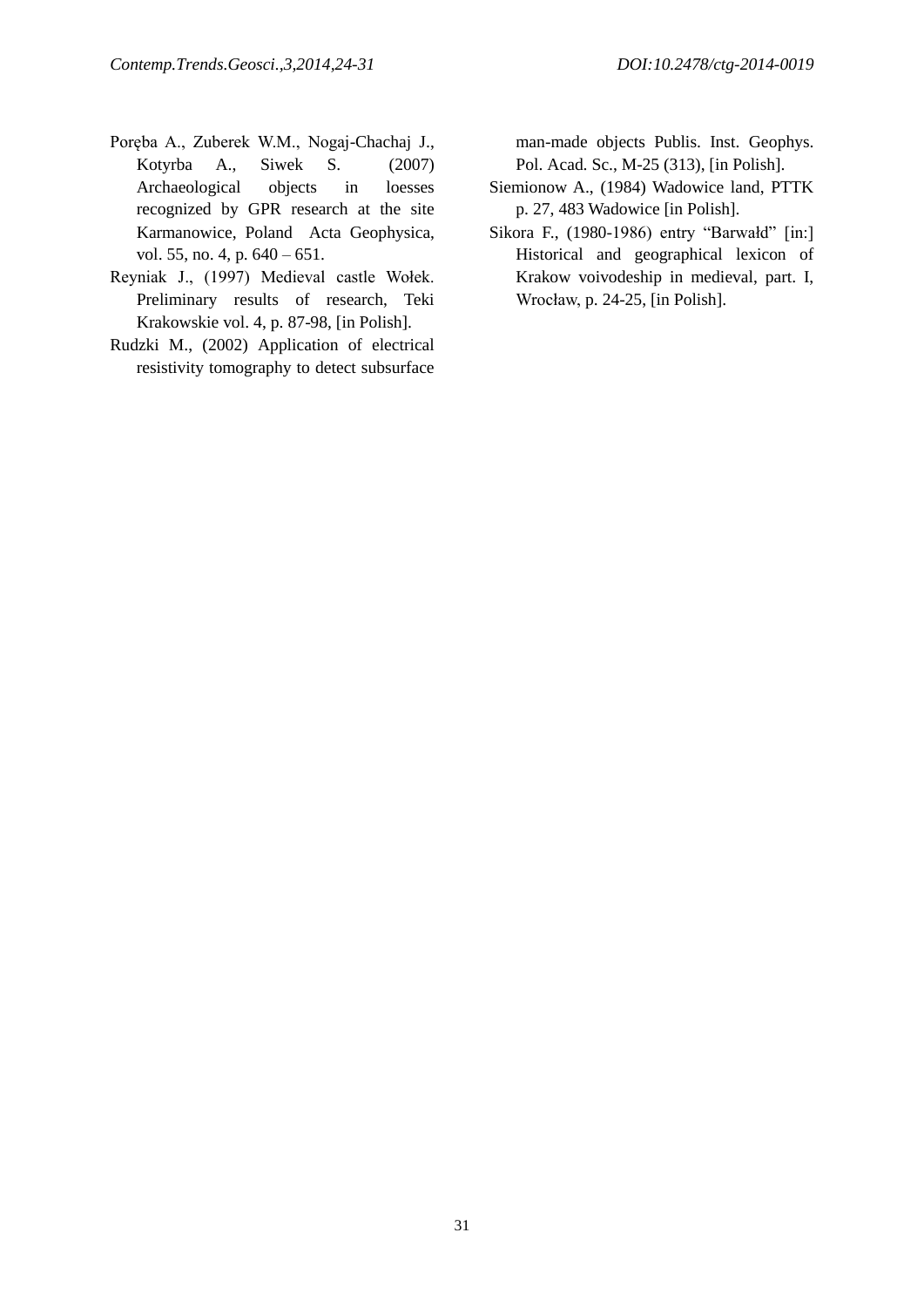Poręba A., Zuberek W.M., Nogaj-Chachaj J., Kotyrba A., Siwek S. (2007) Archaeological objects in loesses recognized by GPR research at the site Karmanowice, Poland Acta Geophysica, vol. 55, no. 4, p. 640 – 651.

Reyniak J., (1997) Medieval castle Wołek. Preliminary results of research, Teki Krakowskie vol. 4, p. 87-98, [in Polish].

Rudzki M., (2002) Application of electrical resistivity tomography to detect subsurface man-made objects Publis. Inst. Geophys. Pol. Acad. Sc., M-25 (313), [in Polish].

Siemionow A., (1984) Wadowice land, PTTK p. 27, 483 Wadowice [in Polish].

Sikora F., (1980-1986) entry "Barwałd" [in:] Historical and geographical lexicon of Krakow voivodeship in medieval, part. I, Wrocław, p. 24-25, [in Polish].